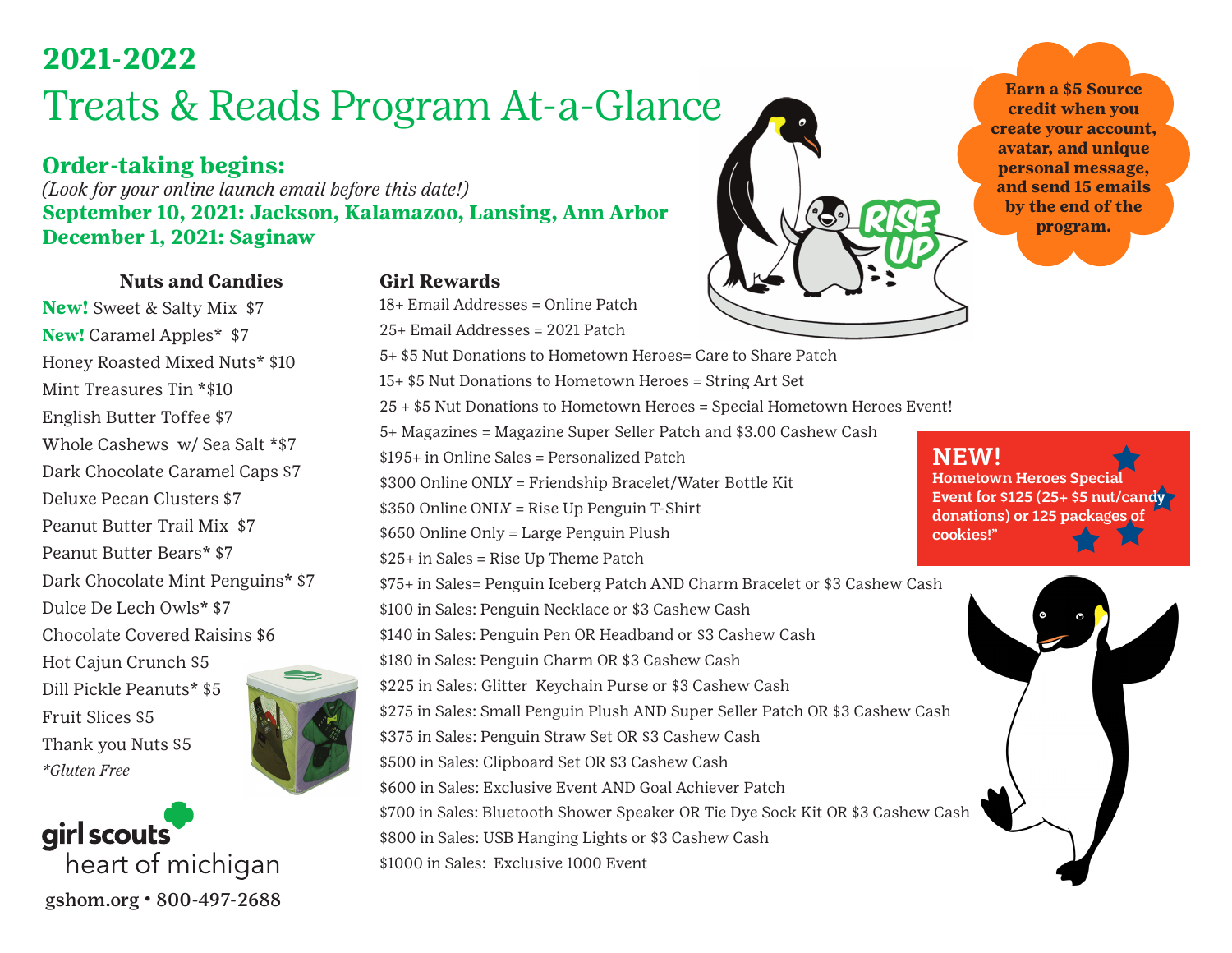# 2021-2022

# Treats & Reads Program At-a-Glance

**Earn a $5 Source credit when you create your account, avatar, and unique personal message, and send 15 emails by the end of the program.**

## Order-taking begins:

*(Look for your online launch email before this date!)*

**September 10, 2021: Jackson, Kalamazoo, Lansing, Ann Arbor**
**December 1, 2021: Saginaw**

### Nuts and Candies

**New!** Sweet & Salty Mix $7
**New!** Caramel Apples* $7
Honey Roasted Mixed Nuts* $10
Mint Treasures Tin *$10
English Butter Toffee $7
Whole Cashews w/ Sea Salt *$7
Dark Chocolate Caramel Caps $7
Deluxe Pecan Clusters $7
Peanut Butter Trail Mix $7
Peanut Butter Bears* $7
Dark Chocolate Mint Penguins* $7
Dulce De Lech Owls* $7
Chocolate Covered Raisins $6
Hot Cajun Crunch $5
Dill Pickle Peanuts* $5
Fruit Slices $5
Thank you Nuts $5
*\*Gluten Free*

### Girl Rewards

18+ Email Addresses = Online Patch
25+ Email Addresses = 2021 Patch
5+ $5 Nut Donations to Hometown Heroes= Care to Share Patch
15+ $5 Nut Donations to Hometown Heroes = String Art Set
25 + $5 Nut Donations to Hometown Heroes = Special Hometown Heroes Event!
5+ Magazines = Magazine Super Seller Patch and $3.00 Cashew Cash
$195+ in Online Sales = Personalized Patch
$300 Online ONLY = Friendship Bracelet/Water Bottle Kit
$350 Online ONLY = Rise Up Penguin T-Shirt
$650 Online Only = Large Penguin Plush
$25+ in Sales = Rise Up Theme Patch
$75+ in Sales= Penguin Iceberg Patch AND Charm Bracelet or $3 Cashew Cash
$100 in Sales: Penguin Necklace or $3 Cashew Cash
$140 in Sales: Penguin Pen OR Headband or $3 Cashew Cash
$180 in Sales: Penguin Charm OR $3 Cashew Cash
$225 in Sales: Glitter Keychain Purse or $3 Cashew Cash
$275 in Sales: Small Penguin Plush AND Super Seller Patch OR $3 Cashew Cash
$375 in Sales: Penguin Straw Set OR $3 Cashew Cash
$500 in Sales: Clipboard Set OR $3 Cashew Cash
$600 in Sales: Exclusive Event AND Goal Achiever Patch
$700 in Sales: Bluetooth Shower Speaker OR Tie Dye Sock Kit OR $3 Cashew Cash
$800 in Sales: USB Hanging Lights or $3 Cashew Cash
$1000 in Sales: Exclusive 1000 Event

**NEW!**
**Hometown Heroes Special Event for $125 (25+ $5 nut/candy donations) or 125 packages of cookies!"**

girl scouts heart of michigan
gshom.org • 800-497-2688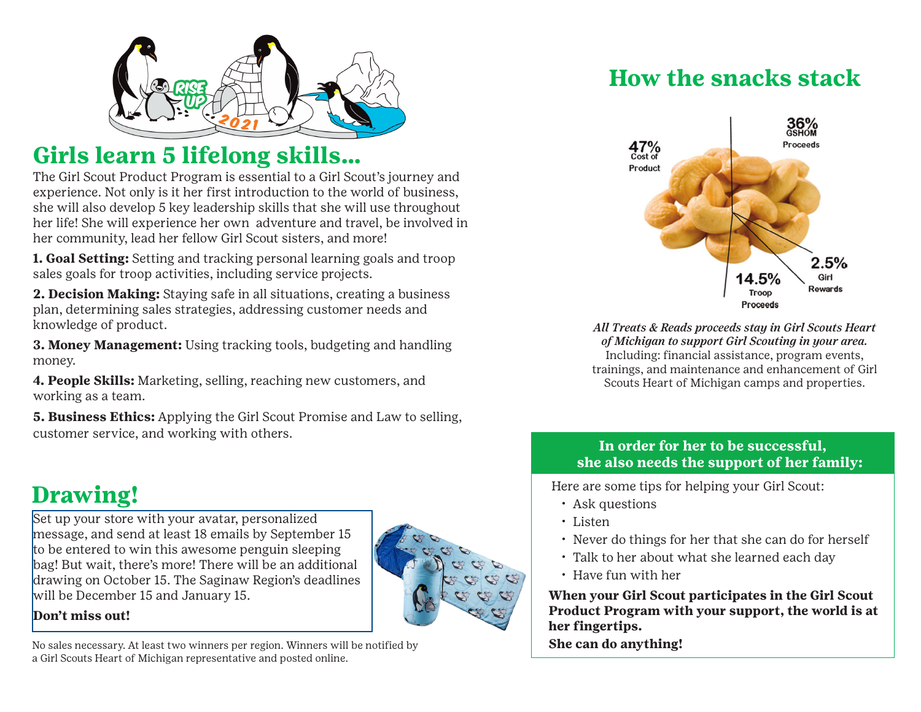## Girls learn 5 lifelong skills...

The Girl Scout Product Program is essential to a Girl Scout's journey and experience. Not only is it her first introduction to the world of business, she will also develop 5 key leadership skills that she will use throughout her life! She will experience her own adventure and travel, be involved in her community, lead her fellow Girl Scout sisters, and more!

**1. Goal Setting:** Setting and tracking personal learning goals and troop sales goals for troop activities, including service projects.

**2. Decision Making:** Staying safe in all situations, creating a business plan, determining sales strategies, addressing customer needs and knowledge of product.

**3. Money Management:** Using tracking tools, budgeting and handling money.

**4. People Skills:** Marketing, selling, reaching new customers, and working as a team.

**5. Business Ethics:** Applying the Girl Scout Promise and Law to selling, customer service, and working with others.

## Drawing!

Set up your store with your avatar, personalized message, and send at least 18 emails by September 15 to be entered to win this awesome penguin sleeping bag! But wait, there's more! There will be an additional drawing on October 15. The Saginaw Region's deadlines will be December 15 and January 15.

**Don't miss out!**

No sales necessary. At least two winners per region. Winners will be notified by a Girl Scouts Heart of Michigan representative and posted online.

## How the snacks stack

47% Cost of Product

36% GSHOM Proceeds

2.5% Girl Rewards

14.5% Troop Proceeds

*All Treats & Reads proceeds stay in Girl Scouts Heart of Michigan to support Girl Scouting in your area.* Including: financial assistance, program events, trainings, and maintenance and enhancement of Girl Scouts Heart of Michigan camps and properties.

**In order for her to be successful, she also needs the support of her family:**

Here are some tips for helping your Girl Scout:

- Ask questions
- Listen
- Never do things for her that she can do for herself
- Talk to her about what she learned each day
- Have fun with her

**When your Girl Scout participates in the Girl Scout Product Program with your support, the world is at her fingertips.**

**She can do anything!**